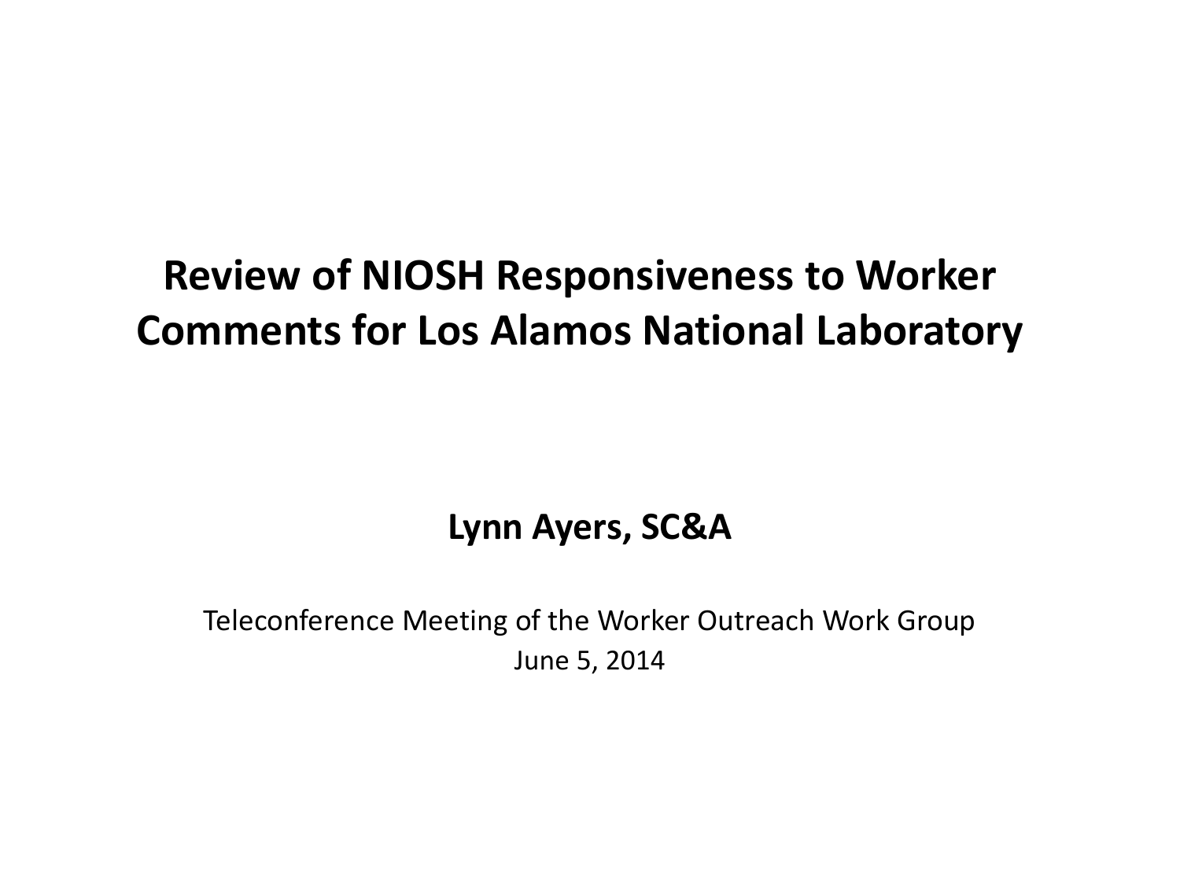# Review of NIOSH Responsiveness to Worker Comments for Los Alamos National Laboratory

**Lynn Ayers, SC&A**

Teleconference Meeting of the Worker Outreach Work Group
June 5, 2014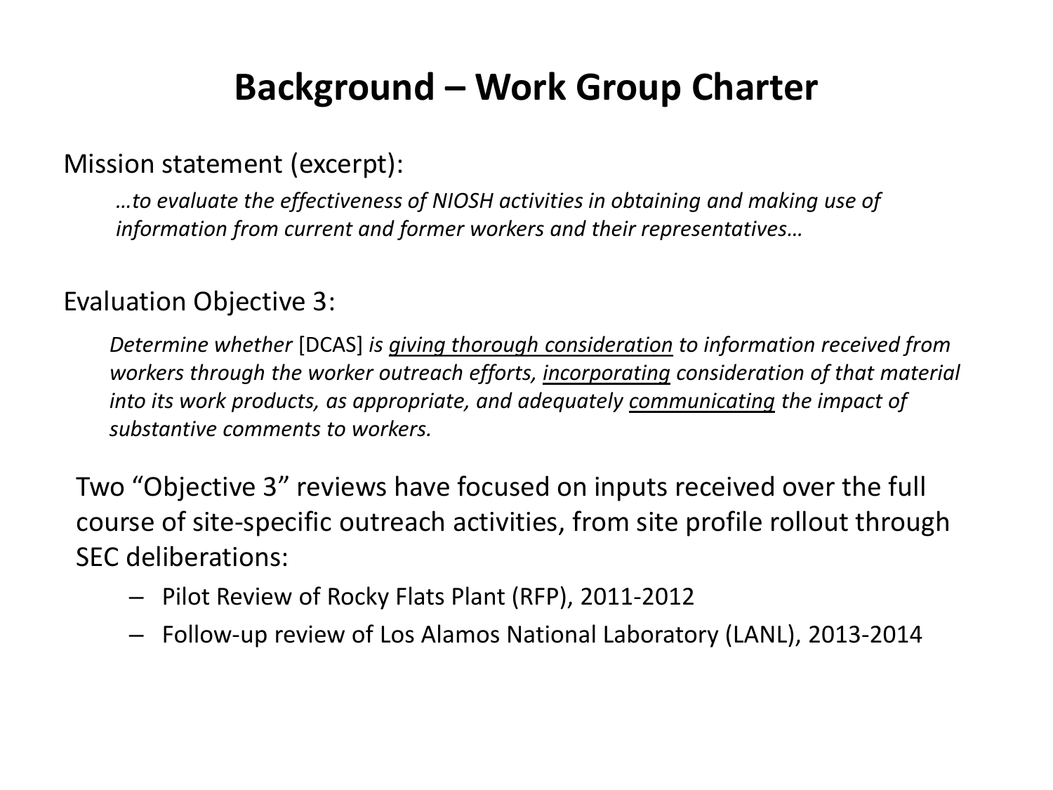# Background – Work Group Charter

Mission statement (excerpt):

> *…to evaluate the effectiveness of NIOSH activities in obtaining and making use of information from current and former workers and their representatives…*

Evaluation Objective 3:

> *Determine whether* [DCAS] *is <u>giving thorough consideration</u> to information received from workers through the worker outreach efforts, <u>incorporating</u> consideration of that material into its work products, as appropriate, and adequately <u>communicating</u> the impact of substantive comments to workers.*

Two "Objective 3" reviews have focused on inputs received over the full course of site-specific outreach activities, from site profile rollout through SEC deliberations:

- Pilot Review of Rocky Flats Plant (RFP), 2011-2012
- Follow-up review of Los Alamos National Laboratory (LANL), 2013-2014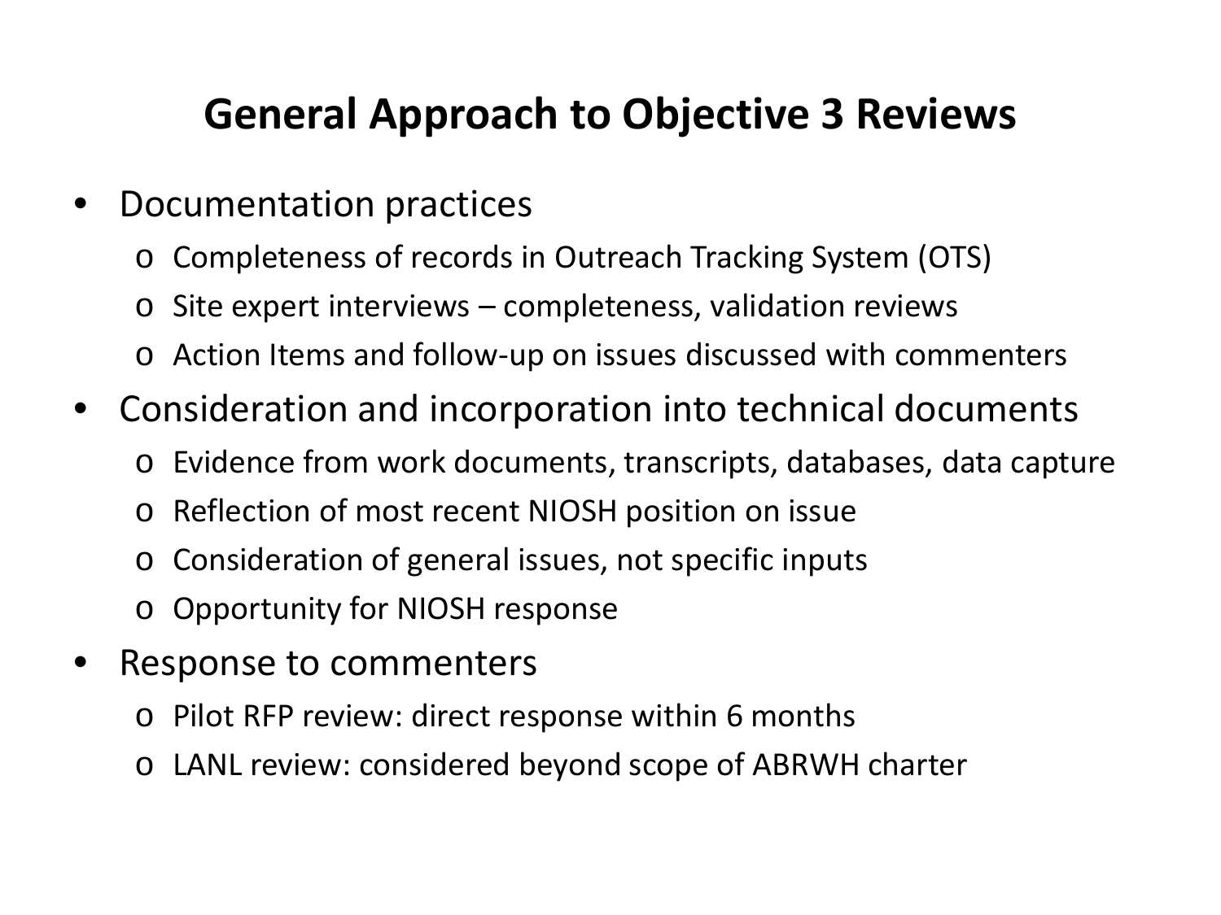# General Approach to Objective 3 Reviews

- Documentation practices
  - Completeness of records in Outreach Tracking System (OTS)
  - Site expert interviews – completeness, validation reviews
  - Action Items and follow-up on issues discussed with commenters
- Consideration and incorporation into technical documents
  - Evidence from work documents, transcripts, databases, data capture
  - Reflection of most recent NIOSH position on issue
  - Consideration of general issues, not specific inputs
  - Opportunity for NIOSH response
- Response to commenters
  - Pilot RFP review: direct response within 6 months
  - LANL review: considered beyond scope of ABRWH charter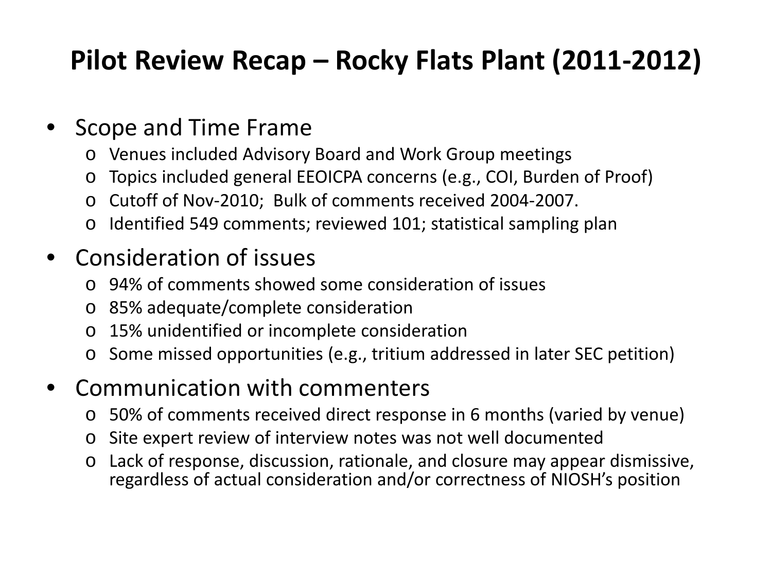# Pilot Review Recap – Rocky Flats Plant (2011-2012)

- Scope and Time Frame
  - Venues included Advisory Board and Work Group meetings
  - Topics included general EEOICPA concerns (e.g., COI, Burden of Proof)
  - Cutoff of Nov-2010; Bulk of comments received 2004-2007.
  - Identified 549 comments; reviewed 101; statistical sampling plan
- Consideration of issues
  - 94% of comments showed some consideration of issues
  - 85% adequate/complete consideration
  - 15% unidentified or incomplete consideration
  - Some missed opportunities (e.g., tritium addressed in later SEC petition)
- Communication with commenters
  - 50% of comments received direct response in 6 months (varied by venue)
  - Site expert review of interview notes was not well documented
  - Lack of response, discussion, rationale, and closure may appear dismissive, regardless of actual consideration and/or correctness of NIOSH's position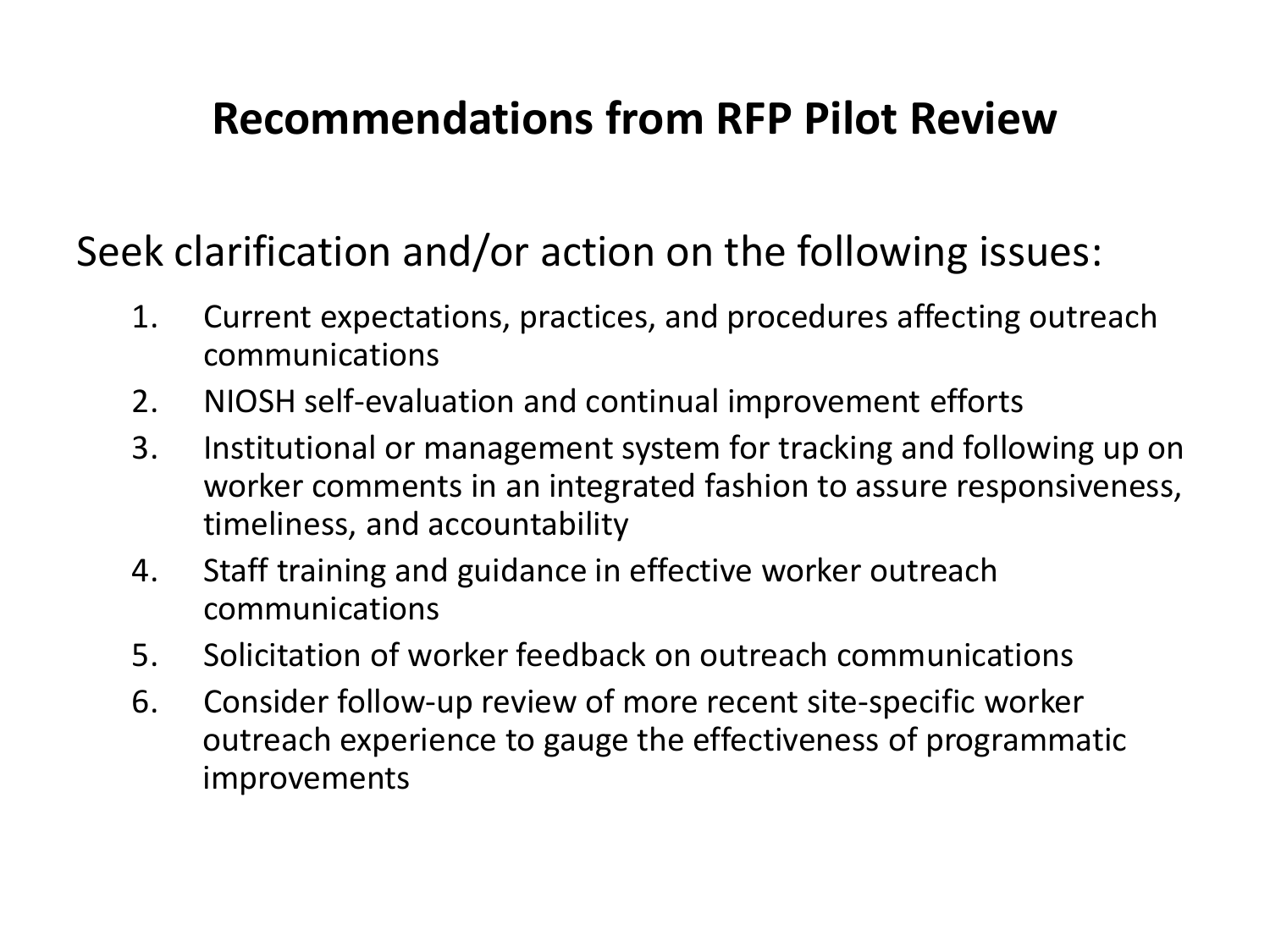# Recommendations from RFP Pilot Review

Seek clarification and/or action on the following issues:

1. Current expectations, practices, and procedures affecting outreach communications
2. NIOSH self-evaluation and continual improvement efforts
3. Institutional or management system for tracking and following up on worker comments in an integrated fashion to assure responsiveness, timeliness, and accountability
4. Staff training and guidance in effective worker outreach communications
5. Solicitation of worker feedback on outreach communications
6. Consider follow-up review of more recent site-specific worker outreach experience to gauge the effectiveness of programmatic improvements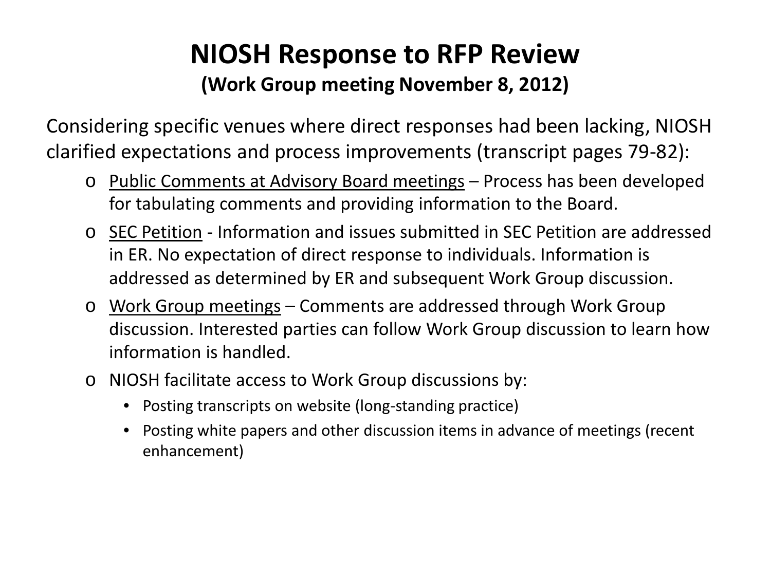# NIOSH Response to RFP Review

**(Work Group meeting November 8, 2012)**

Considering specific venues where direct responses had been lacking, NIOSH clarified expectations and process improvements (transcript pages 79-82):

- Public Comments at Advisory Board meetings – Process has been developed for tabulating comments and providing information to the Board.
- SEC Petition - Information and issues submitted in SEC Petition are addressed in ER. No expectation of direct response to individuals. Information is addressed as determined by ER and subsequent Work Group discussion.
- Work Group meetings – Comments are addressed through Work Group discussion. Interested parties can follow Work Group discussion to learn how information is handled.
- NIOSH facilitate access to Work Group discussions by:
  - Posting transcripts on website (long-standing practice)
  - Posting white papers and other discussion items in advance of meetings (recent enhancement)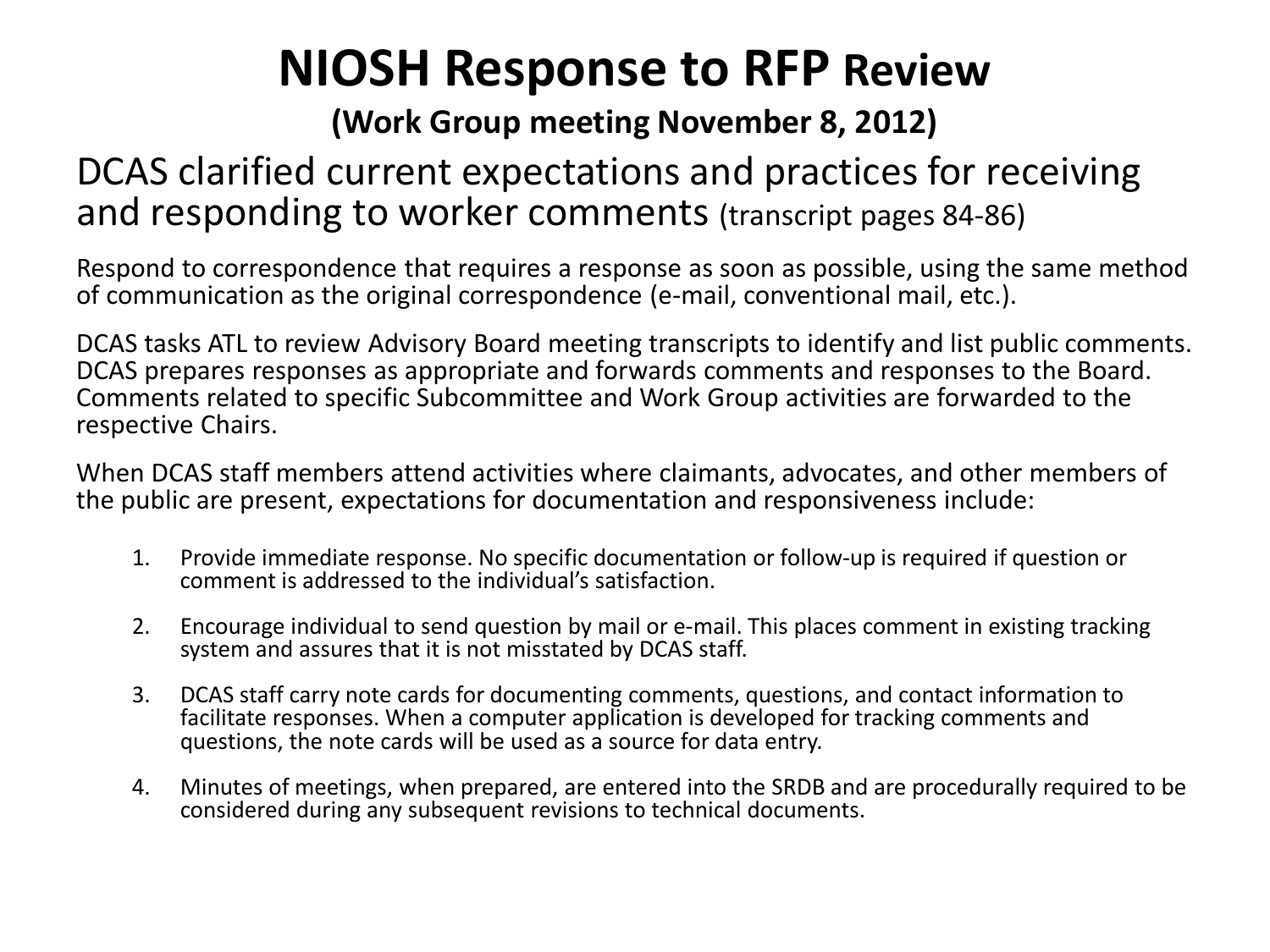# NIOSH Response to RFP Review

**(Work Group meeting November 8, 2012)**

## DCAS clarified current expectations and practices for receiving and responding to worker comments (transcript pages 84-86)

Respond to correspondence that requires a response as soon as possible, using the same method of communication as the original correspondence (e-mail, conventional mail, etc.).

DCAS tasks ATL to review Advisory Board meeting transcripts to identify and list public comments. DCAS prepares responses as appropriate and forwards comments and responses to the Board. Comments related to specific Subcommittee and Work Group activities are forwarded to the respective Chairs.

When DCAS staff members attend activities where claimants, advocates, and other members of the public are present, expectations for documentation and responsiveness include:

1. Provide immediate response. No specific documentation or follow-up is required if question or comment is addressed to the individual's satisfaction.
2. Encourage individual to send question by mail or e-mail. This places comment in existing tracking system and assures that it is not misstated by DCAS staff.
3. DCAS staff carry note cards for documenting comments, questions, and contact information to facilitate responses. When a computer application is developed for tracking comments and questions, the note cards will be used as a source for data entry.
4. Minutes of meetings, when prepared, are entered into the SRDB and are procedurally required to be considered during any subsequent revisions to technical documents.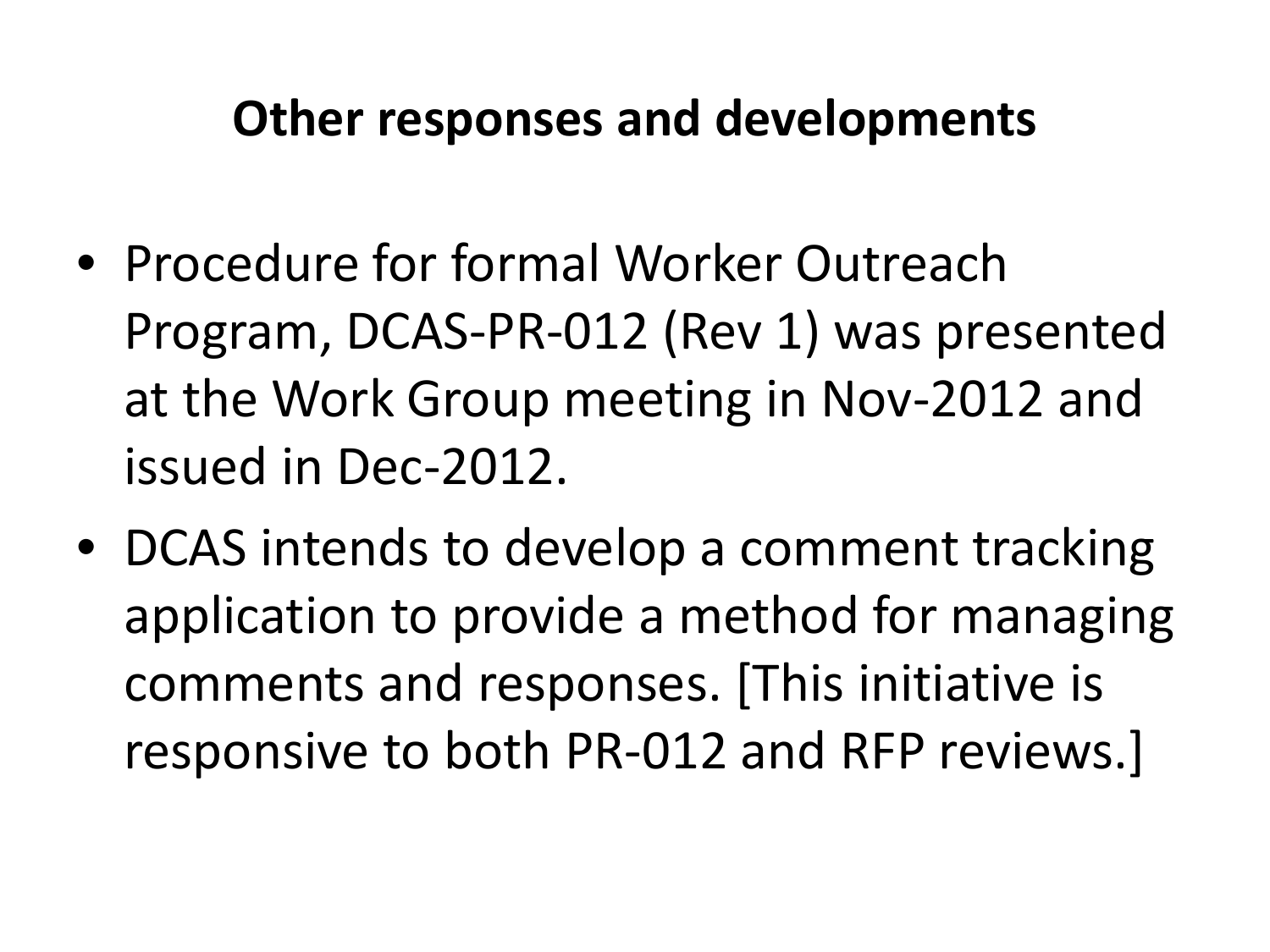## Other responses and developments

- Procedure for formal Worker Outreach Program, DCAS-PR-012 (Rev 1) was presented at the Work Group meeting in Nov-2012 and issued in Dec-2012.
- DCAS intends to develop a comment tracking application to provide a method for managing comments and responses. [This initiative is responsive to both PR-012 and RFP reviews.]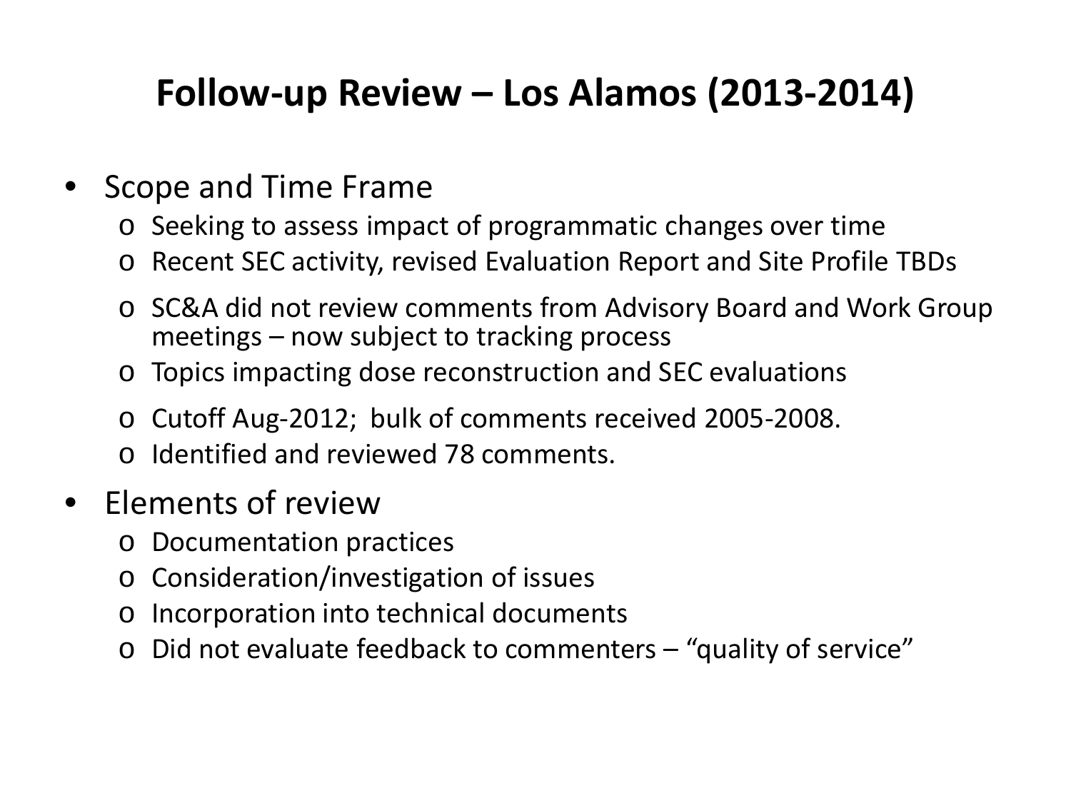# Follow-up Review – Los Alamos (2013-2014)

- Scope and Time Frame
  - Seeking to assess impact of programmatic changes over time
  - Recent SEC activity, revised Evaluation Report and Site Profile TBDs
  - SC&A did not review comments from Advisory Board and Work Group meetings – now subject to tracking process
  - Topics impacting dose reconstruction and SEC evaluations
  - Cutoff Aug-2012; bulk of comments received 2005-2008.
  - Identified and reviewed 78 comments.
- Elements of review
  - Documentation practices
  - Consideration/investigation of issues
  - Incorporation into technical documents
  - Did not evaluate feedback to commenters – "quality of service"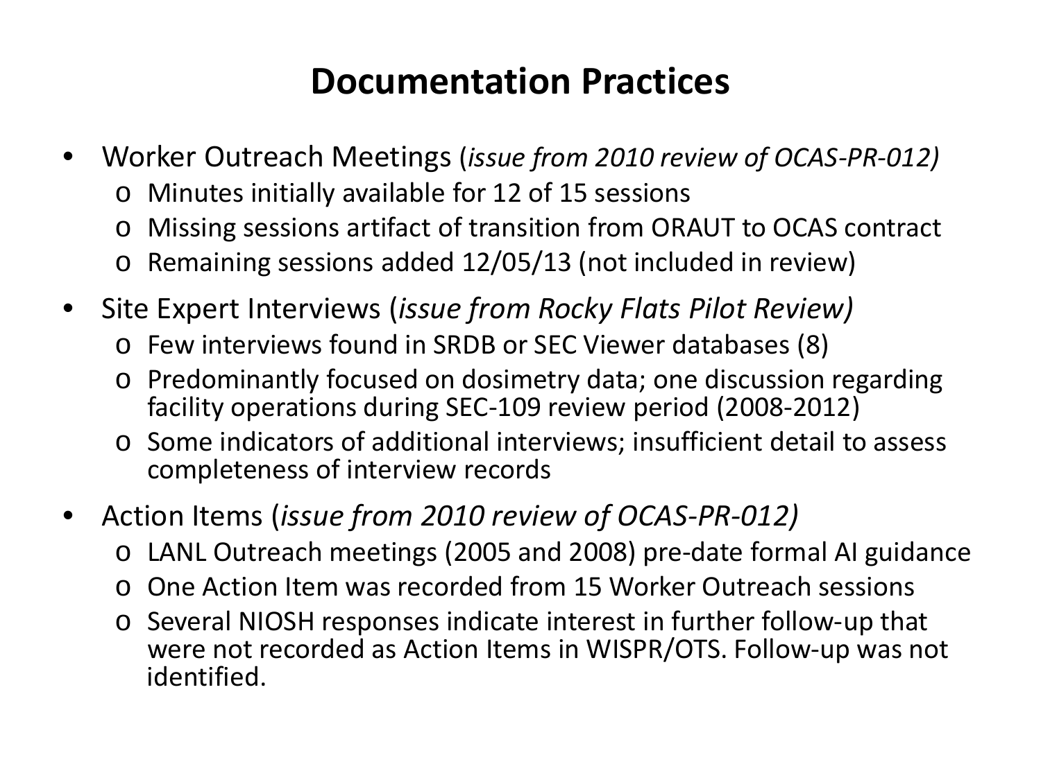# Documentation Practices

- Worker Outreach Meetings (*issue from 2010 review of OCAS-PR-012)*
  - Minutes initially available for 12 of 15 sessions
  - Missing sessions artifact of transition from ORAUT to OCAS contract
  - Remaining sessions added 12/05/13 (not included in review)
- Site Expert Interviews (*issue from Rocky Flats Pilot Review)*
  - Few interviews found in SRDB or SEC Viewer databases (8)
  - Predominantly focused on dosimetry data; one discussion regarding facility operations during SEC-109 review period (2008-2012)
  - Some indicators of additional interviews; insufficient detail to assess completeness of interview records
- Action Items (*issue from 2010 review of OCAS-PR-012)*
  - LANL Outreach meetings (2005 and 2008) pre-date formal AI guidance
  - One Action Item was recorded from 15 Worker Outreach sessions
  - Several NIOSH responses indicate interest in further follow-up that were not recorded as Action Items in WISPR/OTS. Follow-up was not identified.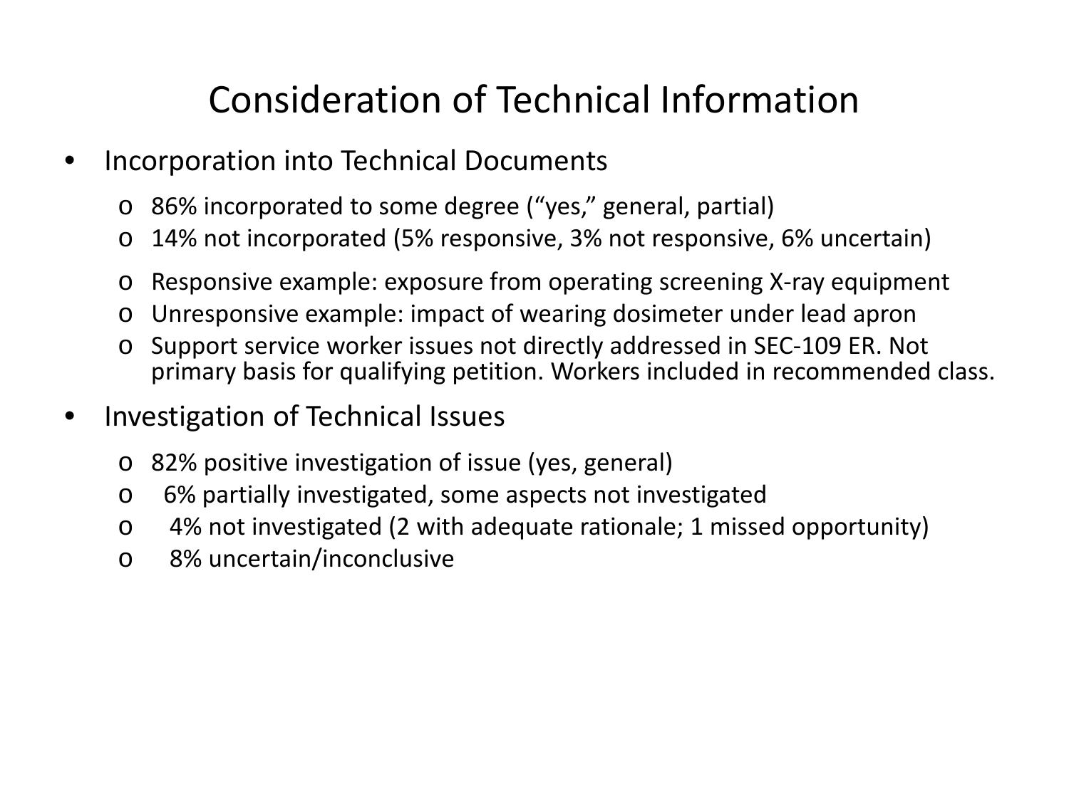# Consideration of Technical Information

- Incorporation into Technical Documents
  - 86% incorporated to some degree ("yes," general, partial)
  - 14% not incorporated (5% responsive, 3% not responsive, 6% uncertain)
  - Responsive example: exposure from operating screening X-ray equipment
  - Unresponsive example: impact of wearing dosimeter under lead apron
  - Support service worker issues not directly addressed in SEC-109 ER. Not primary basis for qualifying petition. Workers included in recommended class.
- Investigation of Technical Issues
  - 82% positive investigation of issue (yes, general)
  - 6% partially investigated, some aspects not investigated
  - 4% not investigated (2 with adequate rationale; 1 missed opportunity)
  - 8% uncertain/inconclusive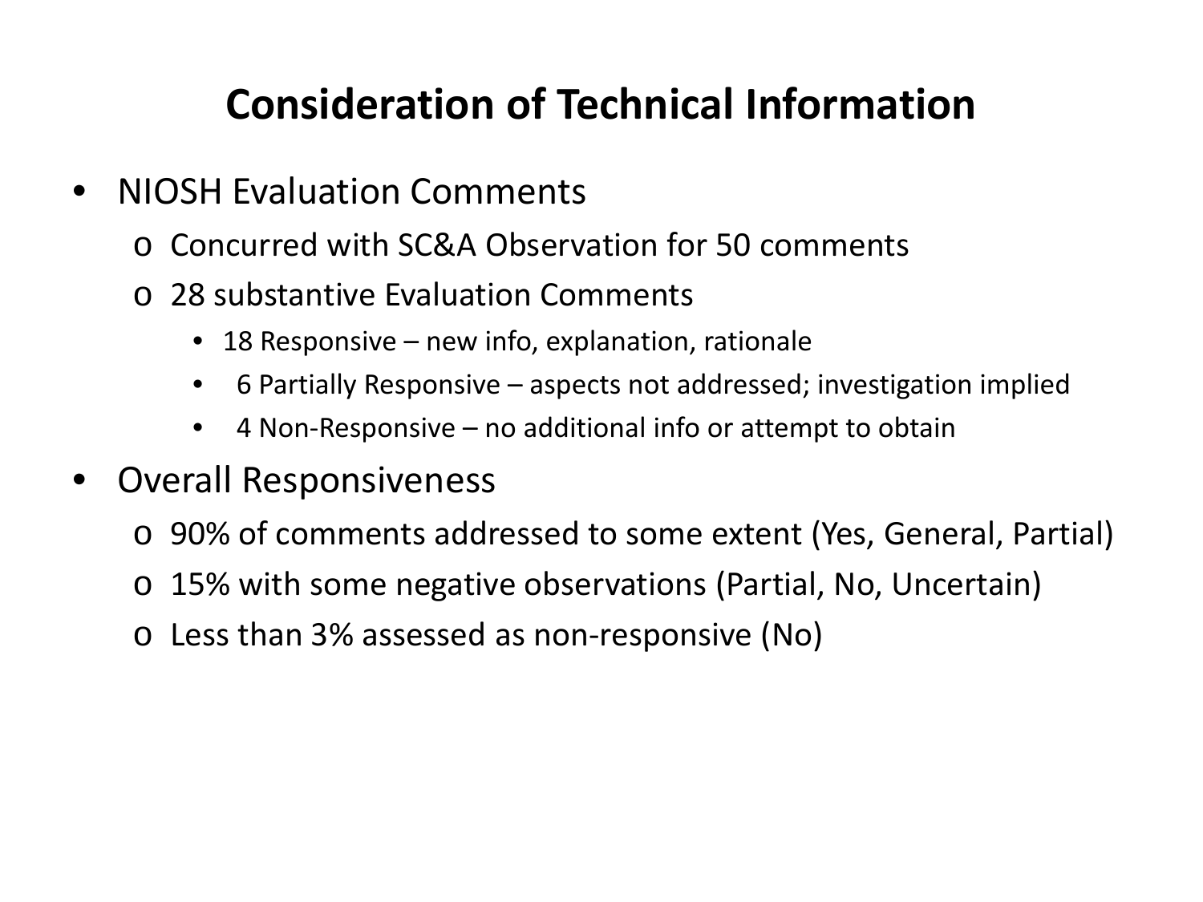# Consideration of Technical Information

- NIOSH Evaluation Comments
  - Concurred with SC&A Observation for 50 comments
  - 28 substantive Evaluation Comments
    - 18 Responsive – new info, explanation, rationale
    - 6 Partially Responsive – aspects not addressed; investigation implied
    - 4 Non-Responsive – no additional info or attempt to obtain
- Overall Responsiveness
  - 90% of comments addressed to some extent (Yes, General, Partial)
  - 15% with some negative observations (Partial, No, Uncertain)
  - Less than 3% assessed as non-responsive (No)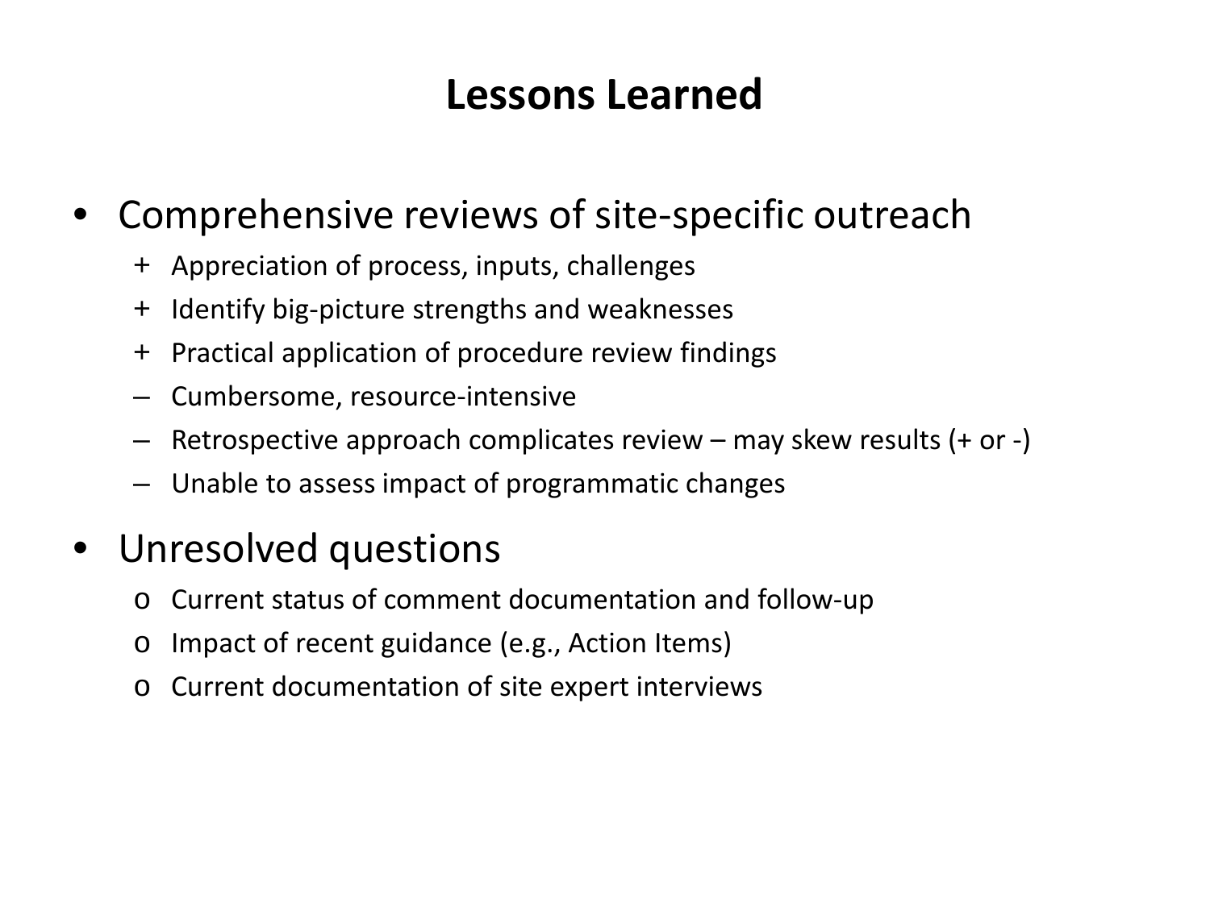# Lessons Learned

- Comprehensive reviews of site-specific outreach
  - + Appreciation of process, inputs, challenges
  - + Identify big-picture strengths and weaknesses
  - + Practical application of procedure review findings
  - – Cumbersome, resource-intensive
  - – Retrospective approach complicates review – may skew results (+ or -)
  - – Unable to assess impact of programmatic changes
- Unresolved questions
  - o Current status of comment documentation and follow-up
  - o Impact of recent guidance (e.g., Action Items)
  - o Current documentation of site expert interviews